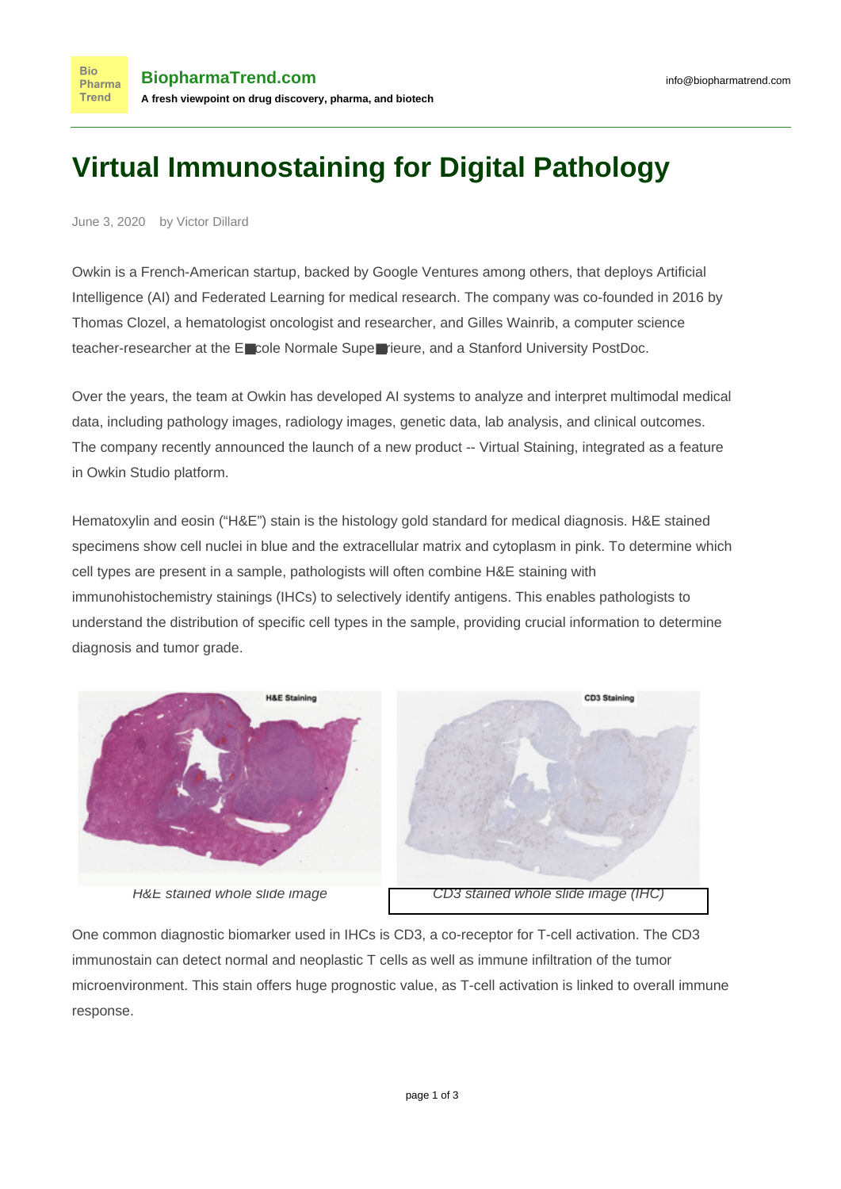# Virtual Immunostaining for Digital Pathology

June 3, 2020 by Victor Dillard

Owkin is a French-American startup, backed by Google Ventures among others, that deploys Artificial Intelligence (AI) and Federated Learning for medical research. The company was co-founded in 2016 by Thomas Clozel, a hematologist oncologist and researcher, and Gilles Wainrib, a computer science teacher-researcher at the E■cole Normale Supe■rieure, and a Stanford University PostDoc.

Over the years, the team at Owkin has developed AI systems to analyze and interpret multimodal medical data, including pathology images, radiology images, genetic data, lab analysis, and clinical outcomes. The company recently announced the launch of a new product -- Virtual Staining, integrated as a feature in Owkin Studio platform.

Hematoxylin and eosin ("H&E") stain is the histology gold standard for medical diagnosis. H&E stained specimens show cell nuclei in blue and the extracellular matrix and cytoplasm in pink. To determine which cell types are present in a sample, pathologists will often combine H&E staining with immunohistochemistry stainings (IHCs) to selectively identify antigens. This enables pathologists to understand the distribution of specific cell types in the sample, providing crucial information to determine diagnosis and tumor grade.

H&E Staining

*H&E stained whole slide image*

CD3 Staining

*CD3 stained whole slide image (IHC)*

One common diagnostic biomarker used in IHCs is CD3, a co-receptor for T-cell activation. The CD3 immunostain can detect normal and neoplastic T cells as well as immune infiltration of the tumor microenvironment. This stain offers huge prognostic value, as T-cell activation is linked to overall immune response.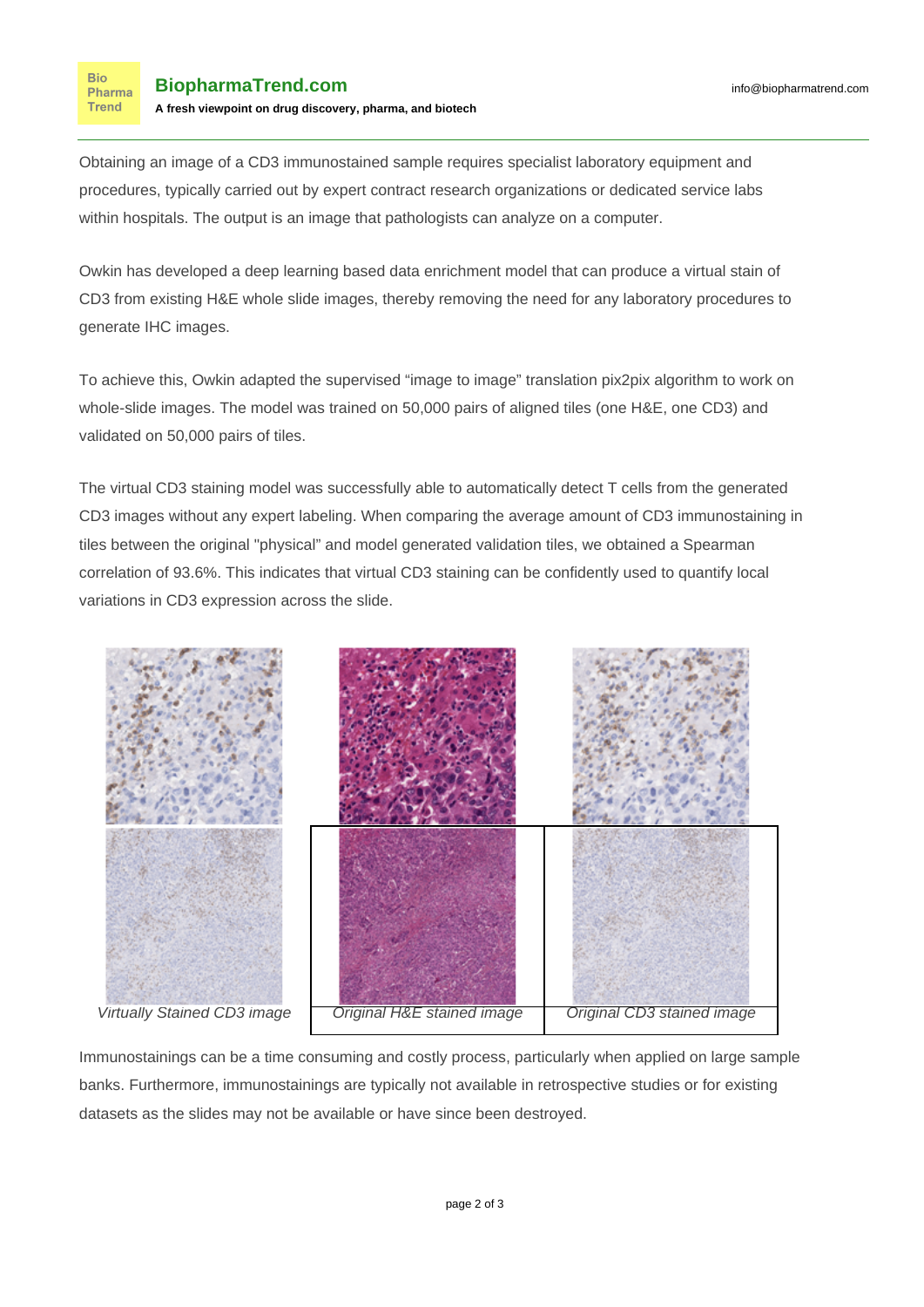Obtaining an image of a CD3 immunostained sample requires specialist laboratory equipment and procedures, typically carried out by expert contract research organizations or dedicated service labs within hospitals. The output is an image that pathologists can analyze on a computer.

Owkin has developed a deep learning based data enrichment model that can produce a virtual stain of CD3 from existing H&E whole slide images, thereby removing the need for any laboratory procedures to generate IHC images.

To achieve this, Owkin adapted the supervised "image to image" translation pix2pix algorithm to work on whole-slide images. The model was trained on 50,000 pairs of aligned tiles (one H&E, one CD3) and validated on 50,000 pairs of tiles.

The virtual CD3 staining model was successfully able to automatically detect T cells from the generated CD3 images without any expert labeling. When comparing the average amount of CD3 immunostaining in tiles between the original "physical" and model generated validation tiles, we obtained a Spearman correlation of 93.6%. This indicates that virtual CD3 staining can be confidently used to quantify local variations in CD3 expression across the slide.

*Virtually Stained CD3 image* | *Original H&E stained image* | *Original CD3 stained image*

Immunostainings can be a time consuming and costly process, particularly when applied on large sample banks. Furthermore, immunostainings are typically not available in retrospective studies or for existing datasets as the slides may not be available or have since been destroyed.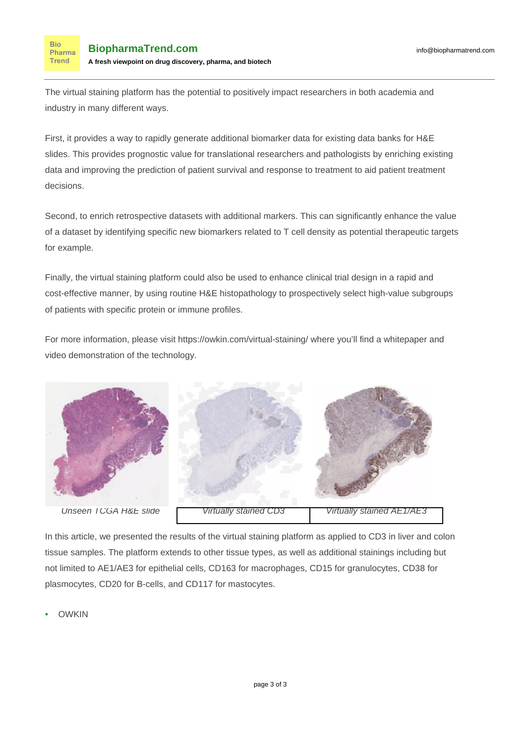The virtual staining platform has the potential to positively impact researchers in both academia and industry in many different ways.

First, it provides a way to rapidly generate additional biomarker data for existing data banks for H&E slides. This provides prognostic value for translational researchers and pathologists by enriching existing data and improving the prediction of patient survival and response to treatment to aid patient treatment decisions.

Second, to enrich retrospective datasets with additional markers. This can significantly enhance the value of a dataset by identifying specific new biomarkers related to T cell density as potential therapeutic targets for example.

Finally, the virtual staining platform could also be used to enhance clinical trial design in a rapid and cost-effective manner, by using routine H&E histopathology to prospectively select high-value subgroups of patients with specific protein or immune profiles.

For more information, please visit https://owkin.com/virtual-staining/ where you'll find a whitepaper and video demonstration of the technology.

*Unseen TCGA H&E slide* | *Virtually stained CD3* | *Virtually stained AE1/AE3*

In this article, we presented the results of the virtual staining platform as applied to CD3 in liver and colon tissue samples. The platform extends to other tissue types, as well as additional stainings including but not limited to AE1/AE3 for epithelial cells, CD163 for macrophages, CD15 for granulocytes, CD38 for plasmocytes, CD20 for B-cells, and CD117 for mastocytes.

- OWKIN